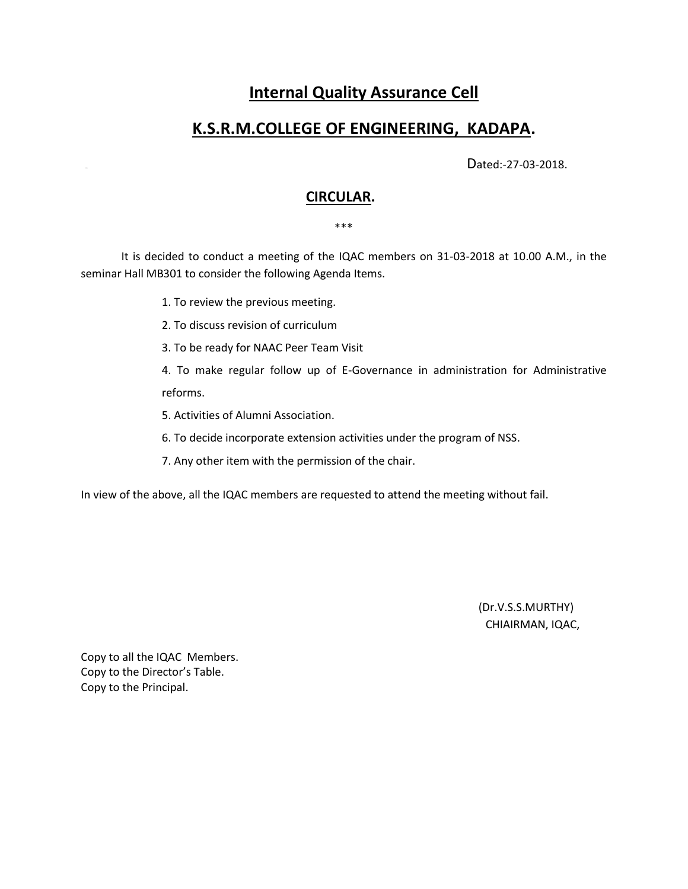# Internal Quality Assurance Cell

# K.S.R.M.COLLEGE OF ENGINEERING, KADAPA.

Dated:-27-03-2018.

## CIRCULAR.

***

It is decided to conduct a meeting of the IQAC members on 31-03-2018 at 10.00 A.M., in the seminar Hall MB301 to consider the following Agenda Items.

1. To review the previous meeting.
2. To discuss revision of curriculum
3. To be ready for NAAC Peer Team Visit
4. To make regular follow up of E-Governance in administration for Administrative reforms.
5. Activities of Alumni Association.
6. To decide incorporate extension activities under the program of NSS.
7. Any other item with the permission of the chair.

In view of the above, all the IQAC members are requested to attend the meeting without fail.

(Dr.V.S.S.MURTHY)
CHIAIRMAN, IQAC,

Copy to all the IQAC Members.
Copy to the Director's Table.
Copy to the Principal.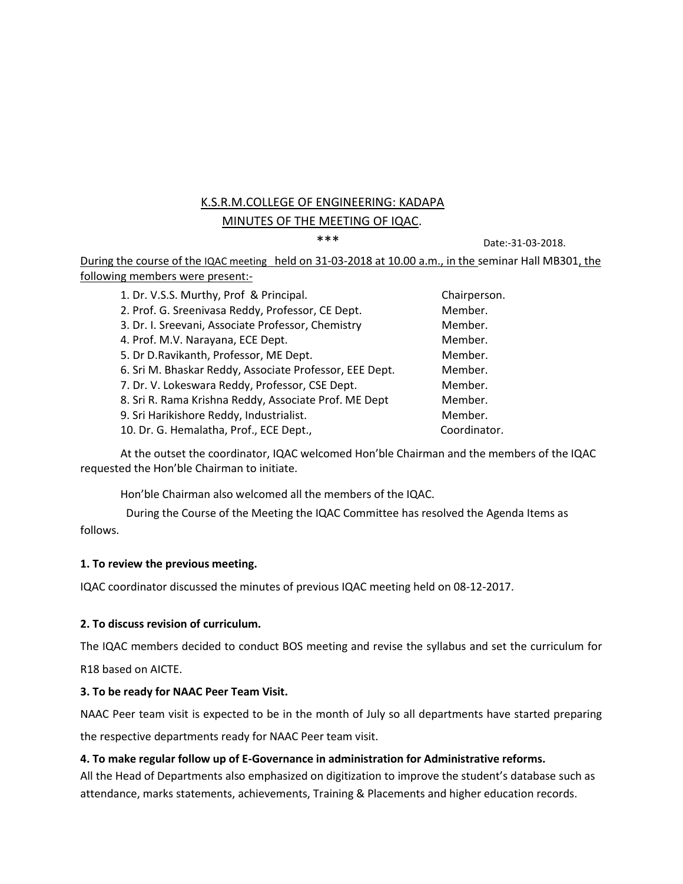K.S.R.M.COLLEGE OF ENGINEERING: KADAPA

MINUTES OF THE MEETING OF IQAC.

***

Date:-31-03-2018.

During the course of the IQAC meeting held on 31-03-2018 at 10.00 a.m., in the seminar Hall MB301, the following members were present:-

| | |
|---|---|
| 1. Dr. V.S.S. Murthy, Prof & Principal. | Chairperson. |
| 2. Prof. G. Sreenivasa Reddy, Professor, CE Dept. | Member. |
| 3. Dr. I. Sreevani, Associate Professor, Chemistry | Member. |
| 4. Prof. M.V. Narayana, ECE Dept. | Member. |
| 5. Dr D.Ravikanth, Professor, ME Dept. | Member. |
| 6. Sri M. Bhaskar Reddy, Associate Professor, EEE Dept. | Member. |
| 7. Dr. V. Lokeswara Reddy, Professor, CSE Dept. | Member. |
| 8. Sri R. Rama Krishna Reddy, Associate Prof. ME Dept | Member. |
| 9. Sri Harikishore Reddy, Industrialist. | Member. |
| 10. Dr. G. Hemalatha, Prof., ECE Dept., | Coordinator. |

At the outset the coordinator, IQAC welcomed Hon'ble Chairman and the members of the IQAC requested the Hon'ble Chairman to initiate.

Hon'ble Chairman also welcomed all the members of the IQAC.

During the Course of the Meeting the IQAC Committee has resolved the Agenda Items as follows.

**1. To review the previous meeting.**

IQAC coordinator discussed the minutes of previous IQAC meeting held on 08-12-2017.

**2. To discuss revision of curriculum.**

The IQAC members decided to conduct BOS meeting and revise the syllabus and set the curriculum for R18 based on AICTE.

**3. To be ready for NAAC Peer Team Visit.**

NAAC Peer team visit is expected to be in the month of July so all departments have started preparing the respective departments ready for NAAC Peer team visit.

**4. To make regular follow up of E-Governance in administration for Administrative reforms.**

All the Head of Departments also emphasized on digitization to improve the student's database such as attendance, marks statements, achievements, Training & Placements and higher education records.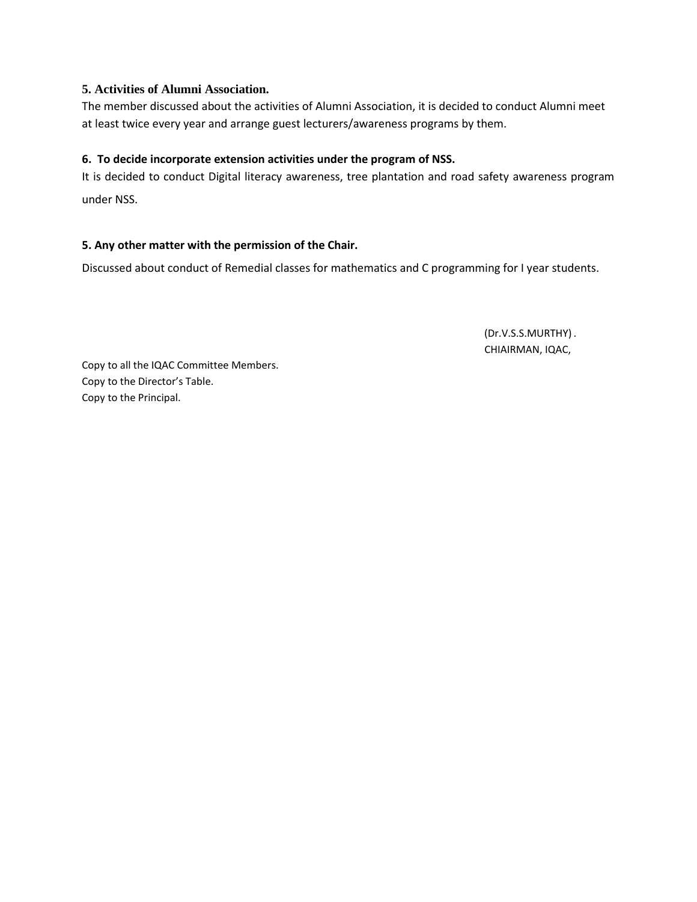**5. Activities of Alumni Association.**

The member discussed about the activities of Alumni Association, it is decided to conduct Alumni meet at least twice every year and arrange guest lecturers/awareness programs by them.

**6. To decide incorporate extension activities under the program of NSS.**

It is decided to conduct Digital literacy awareness, tree plantation and road safety awareness program under NSS.

**5. Any other matter with the permission of the Chair.**

Discussed about conduct of Remedial classes for mathematics and C programming for I year students.

(Dr.V.S.S.MURTHY) .
CHIAIRMAN, IQAC,

Copy to all the IQAC Committee Members.
Copy to the Director's Table.
Copy to the Principal.